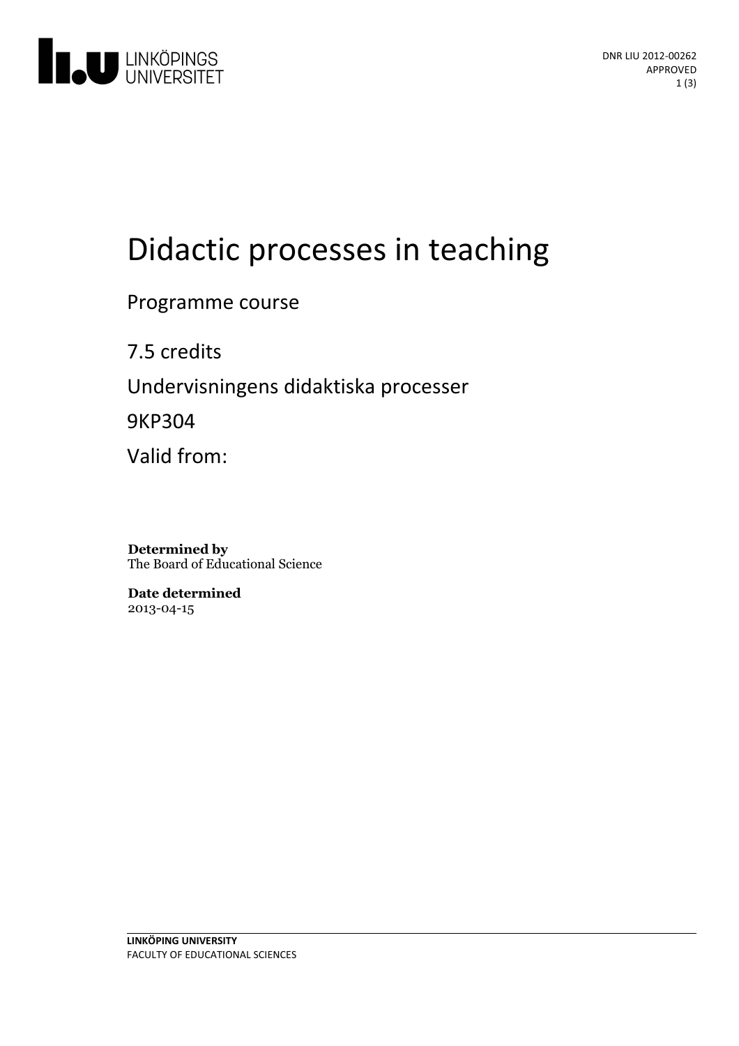DNR LIU 2012-00262
APPROVED

# Didactic processes in teaching

Programme course

7.5 credits

Undervisningens didaktiska processer

9KP304

Valid from:

**Determined by**
The Board of Educational Science

**Date determined**
2013-04-15

**LINKÖPING UNIVERSITY**
FACULTY OF EDUCATIONAL SCIENCES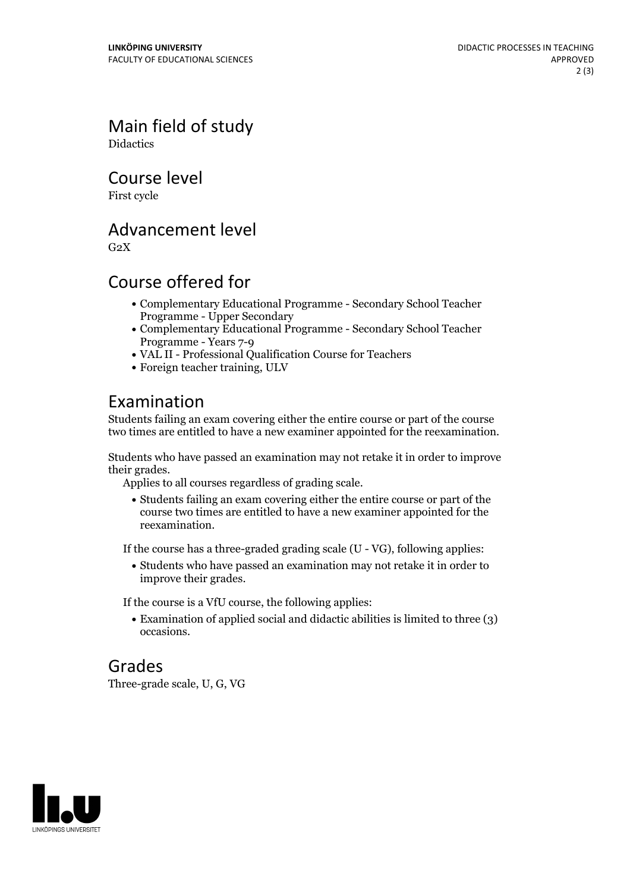## Main field of study

Didactics

## Course level

First cycle

## Advancement level

G2X

## Course offered for

- Complementary Educational Programme - Secondary School Teacher Programme - Upper Secondary
- Complementary Educational Programme - Secondary School Teacher Programme - Years 7-9
- VAL II - Professional Qualification Course for Teachers
- Foreign teacher training, ULV

## Examination

Students failing an exam covering either the entire course or part of the course two times are entitled to have a new examiner appointed for the reexamination.

Students who have passed an examination may not retake it in order to improve their grades.

Applies to all courses regardless of grading scale.

- Students failing an exam covering either the entire course or part of the course two times are entitled to have a new examiner appointed for the reexamination.

If the course has a three-graded grading scale (U - VG), following applies:

- Students who have passed an examination may not retake it in order to improve their grades.

If the course is a VfU course, the following applies:

- Examination of applied social and didactic abilities is limited to three (3) occasions.

## Grades

Three-grade scale, U, G, VG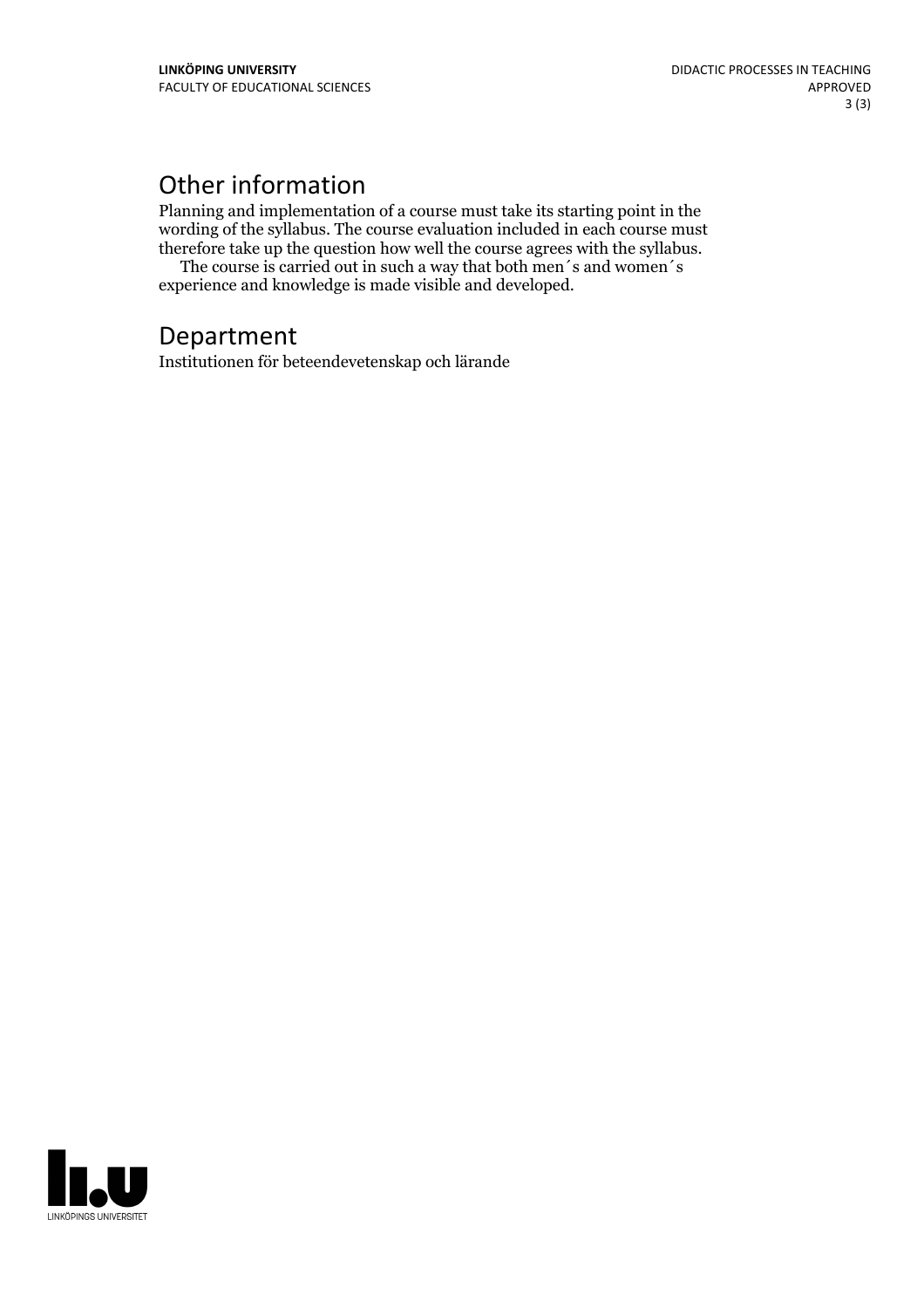## Other information

Planning and implementation of a course must take its starting point in the wording of the syllabus. The course evaluation included in each course must therefore take up the question how well the course agrees with the syllabus.

The course is carried out in such a way that both men´s and women´s experience and knowledge is made visible and developed.

## Department

Institutionen för beteendevetenskap och lärande